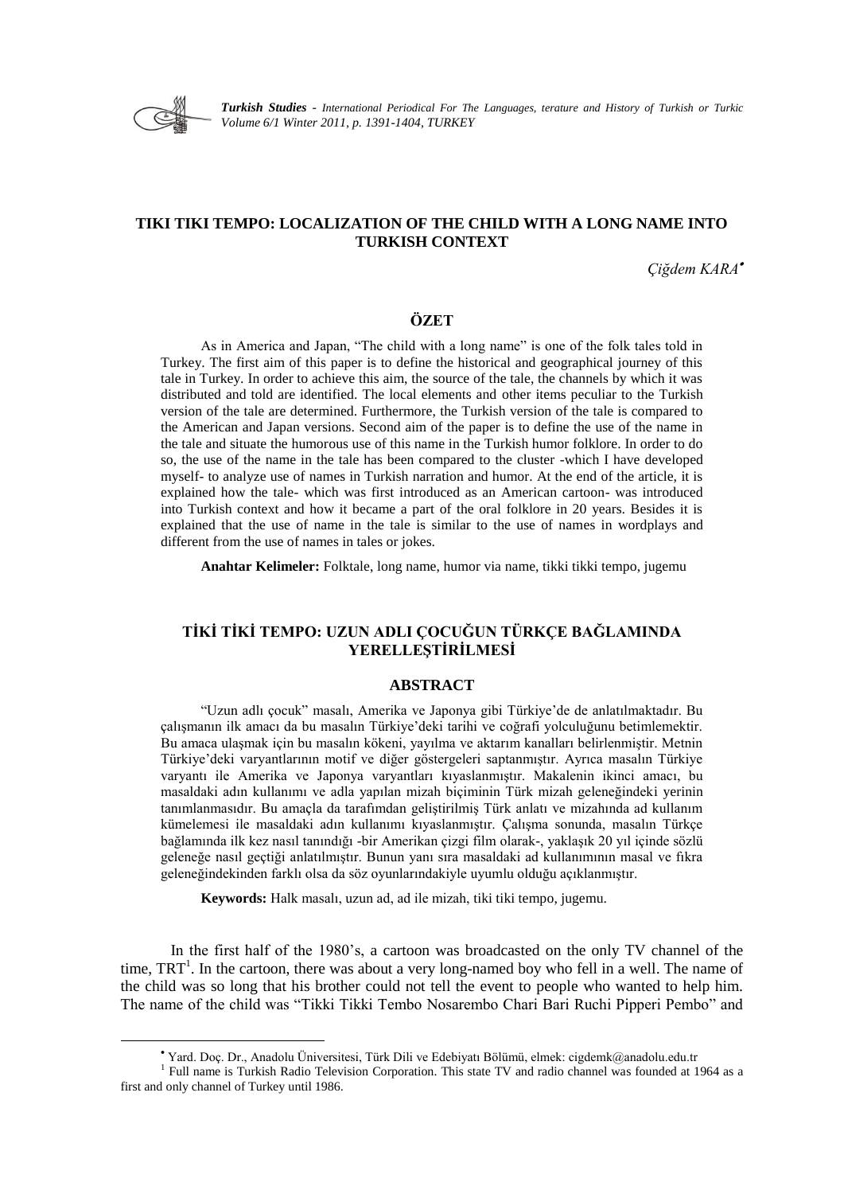## TIKI TIKI TEMPO: LOCALIZATION OF THE CHILD WITH A LONG NAME INTO TURKISH CONTEXT

*Çiğdem KARA•*

### ÖZET

As in America and Japan, "The child with a long name" is one of the folk tales told in Turkey. The first aim of this paper is to define the historical and geographical journey of this tale in Turkey. In order to achieve this aim, the source of the tale, the channels by which it was distributed and told are identified. The local elements and other items peculiar to the Turkish version of the tale are determined. Furthermore, the Turkish version of the tale is compared to the American and Japan versions. Second aim of the paper is to define the use of the name in the tale and situate the humorous use of this name in the Turkish humor folklore. In order to do so, the use of the name in the tale has been compared to the cluster -which I have developed myself- to analyze use of names in Turkish narration and humor. At the end of the article, it is explained how the tale- which was first introduced as an American cartoon- was introduced into Turkish context and how it became a part of the oral folklore in 20 years. Besides it is explained that the use of name in the tale is similar to the use of names in wordplays and different from the use of names in tales or jokes.

**Anahtar Kelimeler:** Folktale, long name, humor via name, tikki tikki tempo, jugemu

## TİKİ TİKİ TEMPO: UZUN ADLI ÇOCUĞUN TÜRKÇE BAĞLAMINDA YERELLEŞTİRİLMESİ

### ABSTRACT

"Uzun adlı çocuk" masalı, Amerika ve Japonya gibi Türkiye'de de anlatılmaktadır. Bu çalışmanın ilk amacı da bu masalın Türkiye'deki tarihi ve coğrafi yolculuğunu betimlemektir. Bu amaca ulaşmak için bu masalın kökeni, yayılma ve aktarım kanalları belirlenmiştir. Metnin Türkiye'deki varyantlarının motif ve diğer göstergeleri saptanmıştır. Ayrıca masalın Türkiye varyantı ile Amerika ve Japonya varyantları kıyaslanmıştır. Makalenin ikinci amacı, bu masaldaki adın kullanımı ve adla yapılan mizah biçiminin Türk mizah geleneğindeki yerinin tanımlanmasıdır. Bu amaçla da tarafımdan geliştirilmiş Türk anlatı ve mizahında ad kullanım kümelemesi ile masaldaki adın kullanımı kıyaslanmıştır. Çalışma sonunda, masalın Türkçe bağlamında ilk kez nasıl tanındığı -bir Amerikan çizgi film olarak-, yaklaşık 20 yıl içinde sözlü geleneğe nasıl geçtiği anlatılmıştır. Bunun yanı sıra masaldaki ad kullanımının masal ve fıkra geleneğindekinden farklı olsa da söz oyunlarındakiyle uyumlu olduğu açıklanmıştır.

**Keywords:** Halk masalı, uzun ad, ad ile mizah, tiki tiki tempo, jugemu.

In the first half of the 1980's, a cartoon was broadcasted on the only TV channel of the time, TRT[1]. In the cartoon, there was about a very long-named boy who fell in a well. The name of the child was so long that his brother could not tell the event to people who wanted to help him. The name of the child was "Tikki Tikki Tembo Nosarembo Chari Bari Ruchi Pipperi Pembo" and

---

• Yard. Doç. Dr., Anadolu Üniversitesi, Türk Dili ve Edebiyatı Bölümü, elmek: cigdemk@anadolu.edu.tr

[1] Full name is Turkish Radio Television Corporation. This state TV and radio channel was founded at 1964 as a first and only channel of Turkey until 1986.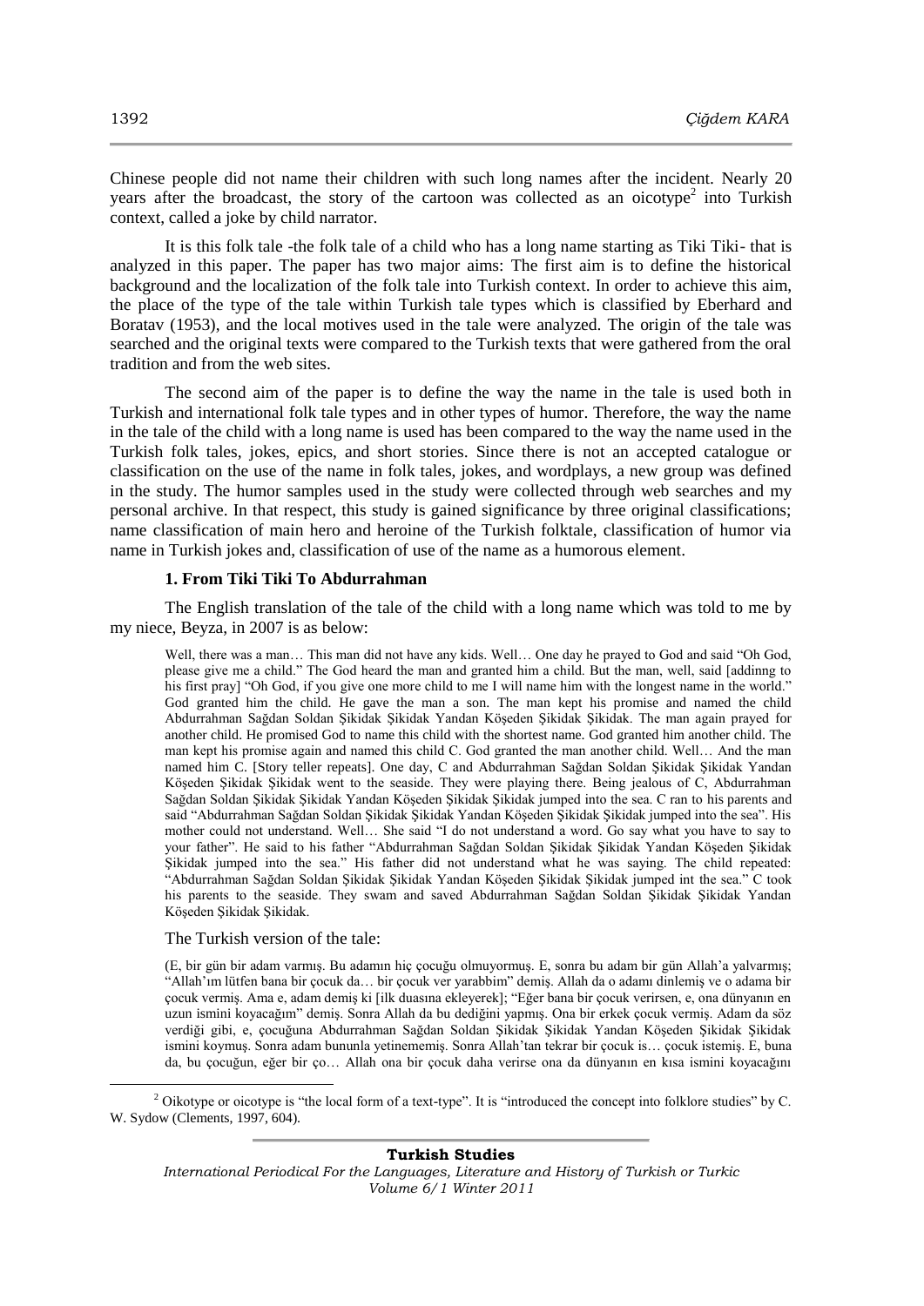Chinese people did not name their children with such long names after the incident. Nearly 20 years after the broadcast, the story of the cartoon was collected as an oicotype[2] into Turkish context, called a joke by child narrator.

It is this folk tale -the folk tale of a child who has a long name starting as Tiki Tiki- that is analyzed in this paper. The paper has two major aims: The first aim is to define the historical background and the localization of the folk tale into Turkish context. In order to achieve this aim, the place of the type of the tale within Turkish tale types which is classified by Eberhard and Boratav (1953), and the local motives used in the tale were analyzed. The origin of the tale was searched and the original texts were compared to the Turkish texts that were gathered from the oral tradition and from the web sites.

The second aim of the paper is to define the way the name in the tale is used both in Turkish and international folk tale types and in other types of humor. Therefore, the way the name in the tale of the child with a long name is used has been compared to the way the name used in the Turkish folk tales, jokes, epics, and short stories. Since there is not an accepted catalogue or classification on the use of the name in folk tales, jokes, and wordplays, a new group was defined in the study. The humor samples used in the study were collected through web searches and my personal archive. In that respect, this study is gained significance by three original classifications; name classification of main hero and heroine of the Turkish folktale, classification of humor via name in Turkish jokes and, classification of use of the name as a humorous element.

### 1. From Tiki Tiki To Abdurrahman

The English translation of the tale of the child with a long name which was told to me by my niece, Beyza, in 2007 is as below:

> Well, there was a man… This man did not have any kids. Well… One day he prayed to God and said "Oh God, please give me a child." The God heard the man and granted him a child. But the man, well, said [addinng to his first pray] "Oh God, if you give one more child to me I will name him with the longest name in the world." God granted him the child. He gave the man a son. The man kept his promise and named the child Abdurrahman Sağdan Soldan Şikidak Şikidak Yandan Köşeden Şikidak Şikidak. The man again prayed for another child. He promised God to name this child with the shortest name. God granted him another child. The man kept his promise again and named this child C. God granted the man another child. Well… And the man named him C. [Story teller repeats]. One day, C and Abdurrahman Sağdan Soldan Şikidak Şikidak Yandan Köşeden Şikidak Şikidak went to the seaside. They were playing there. Being jealous of C, Abdurrahman Sağdan Soldan Şikidak Şikidak Yandan Köşeden Şikidak Şikidak jumped into the sea. C ran to his parents and said "Abdurrahman Sağdan Soldan Şikidak Şikidak Yandan Köşeden Şikidak Şikidak jumped into the sea". His mother could not understand. Well… She said "I do not understand a word. Go say what you have to say to your father". He said to his father "Abdurrahman Sağdan Soldan Şikidak Şikidak Yandan Köşeden Şikidak Şikidak jumped into the sea." His father did not understand what he was saying. The child repeated: "Abdurrahman Sağdan Soldan Şikidak Şikidak Yandan Köşeden Şikidak Şikidak jumped int the sea." C took his parents to the seaside. They swam and saved Abdurrahman Sağdan Soldan Şikidak Şikidak Yandan Köşeden Şikidak Şikidak.

The Turkish version of the tale:

> (E, bir gün bir adam varmış. Bu adamın hiç çocuğu olmuyormuş. E, sonra bu adam bir gün Allah'a yalvarmış; "Allah'ım lütfen bana bir çocuk da… bir çocuk ver yarabbim" demiş. Allah da o adamı dinlemiş ve o adama bir çocuk vermiş. Ama e, adam demiş ki [ilk duasına ekleyerek]; "Eğer bana bir çocuk verirsen, e, ona dünyanın en uzun ismini koyacağım" demiş. Sonra Allah da bu dediğini yapmış. Ona bir erkek çocuk vermiş. Adam da söz verdiği gibi, e, çocuğuna Abdurrahman Sağdan Soldan Şikidak Şikidak Yandan Köşeden Şikidak Şikidak ismini koymuş. Sonra adam bununla yetinememiş. Sonra Allah'tan tekrar bir çocuk is… çocuk istemiş. E, buna da, bu çocuğun, eğer bir ço… Allah ona bir çocuk daha verirse ona da dünyanın en kısa ismini koyacağını

[2] Oikotype or oicotype is "the local form of a text-type". It is "introduced the concept into folklore studies" by C. W. Sydow (Clements, 1997, 604).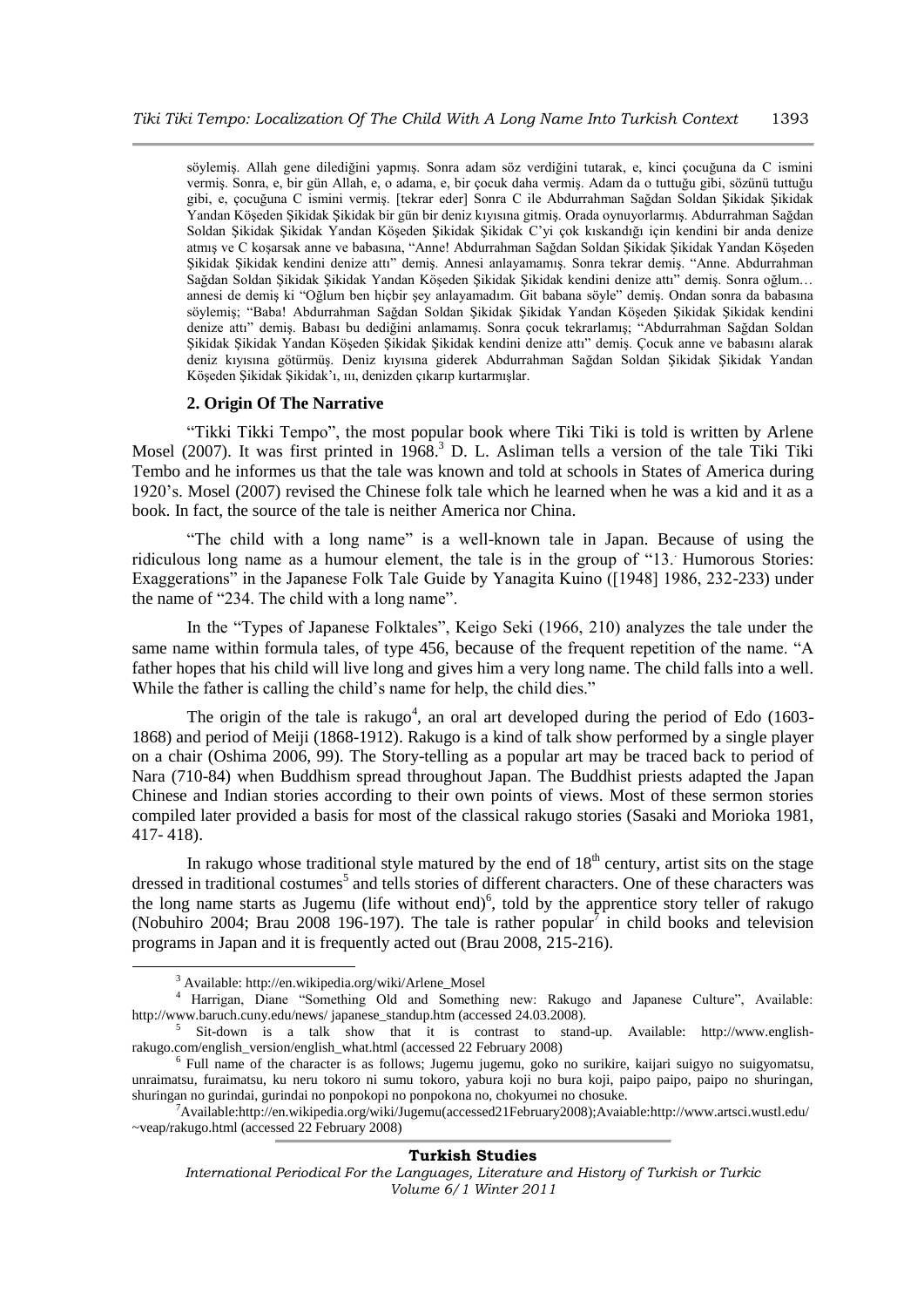söylemiş. Allah gene dilediğini yapmış. Sonra adam söz verdiğini tutarak, e, kinci çocuğuna da C ismini vermiş. Sonra, e, bir gün Allah, e, o adama, e, bir çocuk daha vermiş. Adam da o tuttuğu gibi, sözünü tuttuğu gibi, e, çocuğuna C ismini vermiş. [tekrar eder] Sonra C ile Abdurrahman Sağdan Soldan Şikidak Şikidak Yandan Köşeden Şikidak Şikidak bir gün bir deniz kıyısına gitmiş. Orada oynuyorlarmış. Abdurrahman Sağdan Soldan Şikidak Şikidak Yandan Köşeden Şikidak Şikidak C'yi çok kıskandığı için kendini bir anda denize atmış ve C koşarsak anne ve babasına, "Anne! Abdurrahman Sağdan Soldan Şikidak Şikidak Yandan Köşeden Şikidak Şikidak kendini denize attı" demiş. Annesi anlayamamış. Sonra tekrar demiş. "Anne. Abdurrahman Sağdan Soldan Şikidak Şikidak Yandan Köşeden Şikidak Şikidak kendini denize attı" demiş. Sonra oğlum… annesi de demiş ki "Oğlum ben hiçbir şey anlayamadım. Git babana söyle" demiş. Ondan sonra da babasına söylemiş; "Baba! Abdurrahman Sağdan Soldan Şikidak Şikidak Yandan Köşeden Şikidak Şikidak kendini denize attı" demiş. Babası bu dediğini anlamamış. Sonra çocuk tekrarlamış; "Abdurrahman Sağdan Soldan Şikidak Şikidak Yandan Köşeden Şikidak Şikidak kendini denize attı" demiş. Çocuk anne ve babasını alarak deniz kıyısına götürmüş. Deniz kıyısına giderek Abdurrahman Sağdan Soldan Şikidak Şikidak Yandan Köşeden Şikidak Şikidak'ı, ııı, denizden çıkarıp kurtarmışlar.

## 2. Origin Of The Narrative

"Tikki Tikki Tempo", the most popular book where Tiki Tiki is told is written by Arlene Mosel (2007). It was first printed in 1968.[3] D. L. Asliman tells a version of the tale Tiki Tiki Tembo and he informes us that the tale was known and told at schools in States of America during 1920's. Mosel (2007) revised the Chinese folk tale which he learned when he was a kid and it as a book. In fact, the source of the tale is neither America nor China.

"The child with a long name" is a well-known tale in Japan. Because of using the ridiculous long name as a humour element, the tale is in the group of "13. Humorous Stories: Exaggerations" in the Japanese Folk Tale Guide by Yanagita Kuino ([1948] 1986, 232-233) under the name of "234. The child with a long name".

In the "Types of Japanese Folktales", Keigo Seki (1966, 210) analyzes the tale under the same name within formula tales, of type 456, because of the frequent repetition of the name. "A father hopes that his child will live long and gives him a very long name. The child falls into a well. While the father is calling the child's name for help, the child dies."

The origin of the tale is rakugo[4], an oral art developed during the period of Edo (1603-1868) and period of Meiji (1868-1912). Rakugo is a kind of talk show performed by a single player on a chair (Oshima 2006, 99). The Story-telling as a popular art may be traced back to period of Nara (710-84) when Buddhism spread throughout Japan. The Buddhist priests adapted the Japan Chinese and Indian stories according to their own points of views. Most of these sermon stories compiled later provided a basis for most of the classical rakugo stories (Sasaki and Morioka 1981, 417- 418).

In rakugo whose traditional style matured by the end of 18th century, artist sits on the stage dressed in traditional costumes[5] and tells stories of different characters. One of these characters was the long name starts as Jugemu (life without end)[6], told by the apprentice story teller of rakugo (Nobuhiro 2004; Brau 2008 196-197). The tale is rather popular[7] in child books and television programs in Japan and it is frequently acted out (Brau 2008, 215-216).

---

[3] Available: http://en.wikipedia.org/wiki/Arlene_Mosel

[4] Harrigan, Diane "Something Old and Something new: Rakugo and Japanese Culture", Available: http://www.baruch.cuny.edu/news/ japanese_standup.htm (accessed 24.03.2008).

[5] Sit-down is a talk show that it is contrast to stand-up. Available: http://www.english-rakugo.com/english_version/english_what.html (accessed 22 February 2008)

[6] Full name of the character is as follows; Jugemu jugemu, goko no surikire, kaijari suigyo no suigyomatsu, unraimatsu, furaimatsu, ku neru tokoro ni sumu tokoro, yabura koji no bura koji, paipo paipo, paipo no shuringan, shuringan no gurindai, gurindai no ponpokopi no ponpokona no, chokyumei no chosuke.

[7] Available:http://en.wikipedia.org/wiki/Jugemu(accessed21February2008);Avaiable:http://www.artsci.wustl.edu/~veap/rakugo.html (accessed 22 February 2008)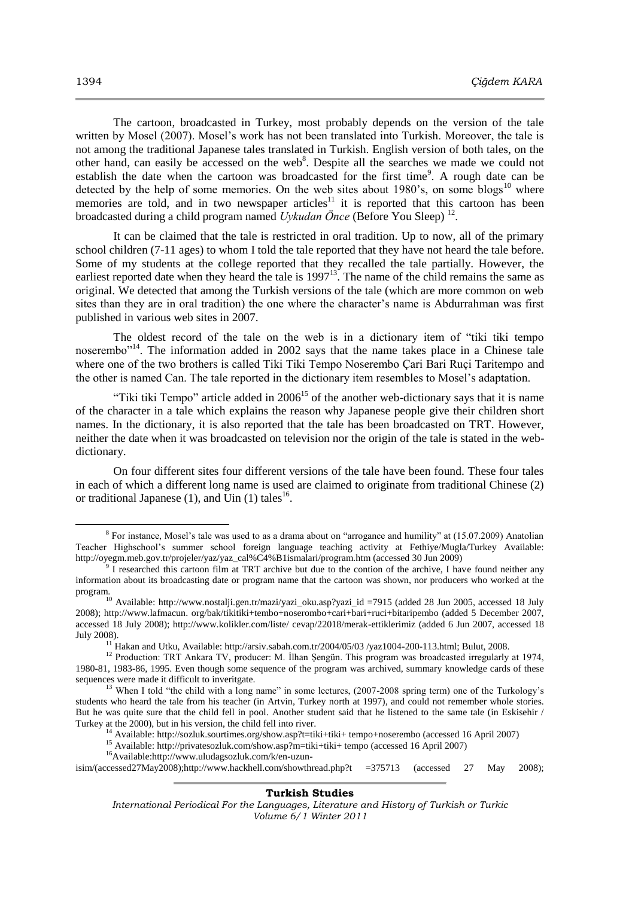The cartoon, broadcasted in Turkey, most probably depends on the version of the tale written by Mosel (2007). Mosel's work has not been translated into Turkish. Moreover, the tale is not among the traditional Japanese tales translated in Turkish. English version of both tales, on the other hand, can easily be accessed on the web[8]. Despite all the searches we made we could not establish the date when the cartoon was broadcasted for the first time[9]. A rough date can be detected by the help of some memories. On the web sites about 1980's, on some blogs[10] where memories are told, and in two newspaper articles[11] it is reported that this cartoon has been broadcasted during a child program named *Uykudan Önce* (Before You Sleep) [12].

It can be claimed that the tale is restricted in oral tradition. Up to now, all of the primary school children (7-11 ages) to whom I told the tale reported that they have not heard the tale before. Some of my students at the college reported that they recalled the tale partially. However, the earliest reported date when they heard the tale is 1997[13]. The name of the child remains the same as original. We detected that among the Turkish versions of the tale (which are more common on web sites than they are in oral tradition) the one where the character's name is Abdurrahman was first published in various web sites in 2007.

The oldest record of the tale on the web is in a dictionary item of "tiki tiki tempo noserembo"[14]. The information added in 2002 says that the name takes place in a Chinese tale where one of the two brothers is called Tiki Tiki Tempo Noserembo Çari Bari Ruçi Taritempo and the other is named Can. The tale reported in the dictionary item resembles to Mosel's adaptation.

"Tiki tiki Tempo" article added in 2006[15] of the another web-dictionary says that it is name of the character in a tale which explains the reason why Japanese people give their children short names. In the dictionary, it is also reported that the tale has been broadcasted on TRT. However, neither the date when it was broadcasted on television nor the origin of the tale is stated in the web-dictionary.

On four different sites four different versions of the tale have been found. These four tales in each of which a different long name is used are claimed to originate from traditional Chinese (2) or traditional Japanese (1), and Uin (1) tales[16].

---

[8] For instance, Mosel's tale was used to as a drama about on "arrogance and humility" at (15.07.2009) Anatolian Teacher Highschool's summer school foreign language teaching activity at Fethiye/Mugla/Turkey Available: http://oyegm.meb.gov.tr/projeler/yaz/yaz_cal%C4%B1ismalari/program.htm (accessed 30 Jun 2009)

[9] I researched this cartoon film at TRT archive but due to the contion of the archive, I have found neither any information about its broadcasting date or program name that the cartoon was shown, nor producers who worked at the program.

[10] Available: http://www.nostalji.gen.tr/mazi/yazi_oku.asp?yazi_id =7915 (added 28 Jun 2005, accessed 18 July 2008); http://www.lafmacun. org/bak/tikitiki+tembo+noserombo+cari+bari+ruci+bitaripembo (added 5 December 2007, accessed 18 July 2008); http://www.kolikler.com/liste/ cevap/22018/merak-ettiklerimiz (added 6 Jun 2007, accessed 18 July 2008).

[11] Hakan and Utku, Available: http://arsiv.sabah.com.tr/2004/05/03 /yaz1004-200-113.html; Bulut, 2008.

[12] Production: TRT Ankara TV, producer: M. İlhan Şengün. This program was broadcasted irregularly at 1974, 1980-81, 1983-86, 1995. Even though some sequence of the program was archived, summary knowledge cards of these sequences were made it difficult to inveritgate.

[13] When I told "the child with a long name" in some lectures, (2007-2008 spring term) one of the Turkology's students who heard the tale from his teacher (in Artvin, Turkey north at 1997), and could not remember whole stories. But he was quite sure that the child fell in pool. Another student said that he listened to the same tale (in Eskisehir / Turkey at the 2000), but in his version, the child fell into river.

[14] Available: http://sozluk.sourtimes.org/show.asp?t=tiki+tiki+ tempo+noserembo (accessed 16 April 2007)

[15] Available: http://privatesozluk.com/show.asp?m=tiki+tiki+ tempo (accessed 16 April 2007)

[16] Available:http://www.uludagsozluk.com/k/en-uzun-isim/(accessed27May2008);http://www.hackhell.com/showthread.php?t =375713 (accessed 27 May 2008);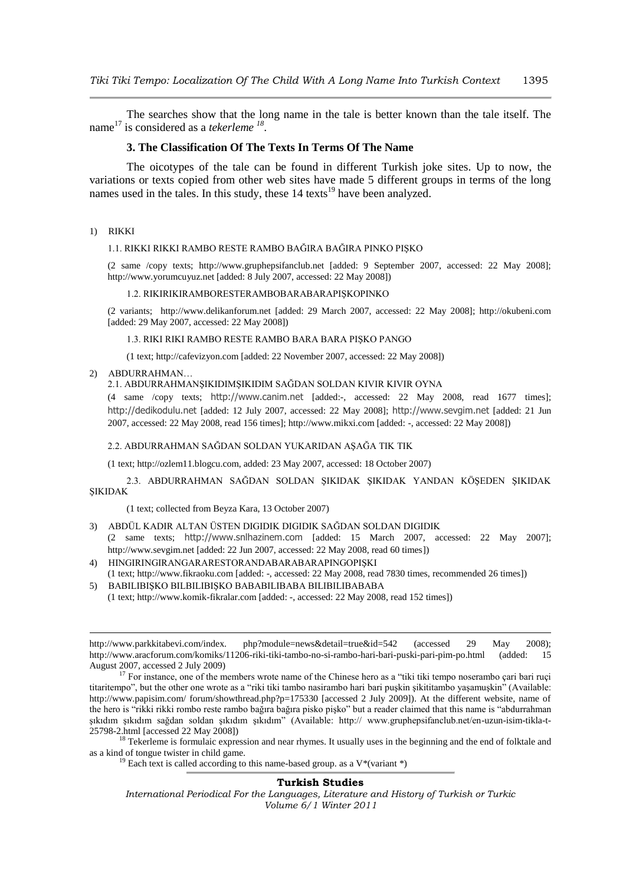The searches show that the long name in the tale is better known than the tale itself. The name[17] is considered as a *tekerleme* [18].

### 3. The Classification Of The Texts In Terms Of The Name

The oicotypes of the tale can be found in different Turkish joke sites. Up to now, the variations or texts copied from other web sites have made 5 different groups in terms of the long names used in the tales. In this study, these 14 texts[19] have been analyzed.

1) RIKKI

1.1. RIKKI RIKKI RAMBO RESTE RAMBO BAĞIRA BAĞIRA PINKO PIŞKO

(2 same /copy texts; http://www.gruphepsifanclub.net [added: 9 September 2007, accessed: 22 May 2008]; http://www.yorumcuyuz.net [added: 8 July 2007, accessed: 22 May 2008])

1.2. RIKIRIKIRAMBORESTERAMBOBARABARAPIŞKOPINKO

(2 variants; http://www.delikanforum.net [added: 29 March 2007, accessed: 22 May 2008]; http://okubeni.com [added: 29 May 2007, accessed: 22 May 2008])

1.3. RIKI RIKI RAMBO RESTE RAMBO BARA BARA PIŞKO PANGO

(1 text; http://cafevizyon.com [added: 22 November 2007, accessed: 22 May 2008])

2) ABDURRAHMAN…

2.1. ABDURRAHMANŞIKIDIMŞIKIDIM SAĞDAN SOLDAN KIVIR KIVIR OYNA

(4 same /copy texts; http://www.canim.net [added:-, accessed: 22 May 2008, read 1677 times]; http://dedikodulu.net [added: 12 July 2007, accessed: 22 May 2008]; http://www.sevgim.net [added: 21 Jun 2007, accessed: 22 May 2008, read 156 times]; http://www.mikxi.com [added: -, accessed: 22 May 2008])

2.2. ABDURRAHMAN SAĞDAN SOLDAN YUKARIDAN AŞAĞA TIK TIK

(1 text; http://ozlem11.blogcu.com, added: 23 May 2007, accessed: 18 October 2007)

2.3. ABDURRAHMAN SAĞDAN SOLDAN ŞIKIDAK ŞIKIDAK YANDAN KÖŞEDEN ŞIKIDAK ŞIKIDAK

(1 text; collected from Beyza Kara, 13 October 2007)

3) ABDÜL KADIR ALTAN ÜSTEN DIGIDIK DIGIDIK SAĞDAN SOLDAN DIGIDIK
(2 same texts; http://www.snlhazinem.com [added: 15 March 2007, accessed: 22 May 2007]; http://www.sevgim.net [added: 22 Jun 2007, accessed: 22 May 2008, read 60 times])

4) HINGIRINGIRANGARARESTORANDABARABARAPINGOPIŞKI
(1 text; http://www.fikraoku.com [added: -, accessed: 22 May 2008, read 7830 times, recommended 26 times])

5) BABILIBIŞKO BILBILIBIŞKO BABABILIBABA BILIBILIBABABA
(1 text; http://www.komik-fikralar.com [added: -, accessed: 22 May 2008, read 152 times])

---

http://www.parkkitabevi.com/index. php?module=news&detail=true&id=542 (accessed 29 May 2008); http://www.aracforum.com/komiks/11206-riki-tiki-tambo-no-si-rambo-hari-bari-puski-pari-pim-po.html (added: 15 August 2007, accessed 2 July 2009)

[17] For instance, one of the members wrote name of the Chinese hero as a "tiki tiki tempo noserambo çari bari ruçi titaritempo", but the other one wrote as a "riki tiki tambo nasirambo hari bari puşkin şikititambo yaşamuşkin" (Available: http://www.papisim.com/ forum/showthread.php?p=175330 [accessed 2 July 2009]). At the different website, name of the hero is "rikki rikki rombo reste rambo bağıra bağıra pisko pişko" but a reader claimed that this name is "abdurrahman şıkıdım şıkıdım sağdan soldan şıkıdım şıkıdım" (Available: http:// www.gruphepsifanclub.net/en-uzun-isim-tikla-t-25798-2.html [accessed 22 May 2008])

[18] Tekerleme is formulaic expression and near rhymes. It usually uses in the beginning and the end of folktale and as a kind of tongue twister in child game.

[19] Each text is called according to this name-based group. as a V*(variant *)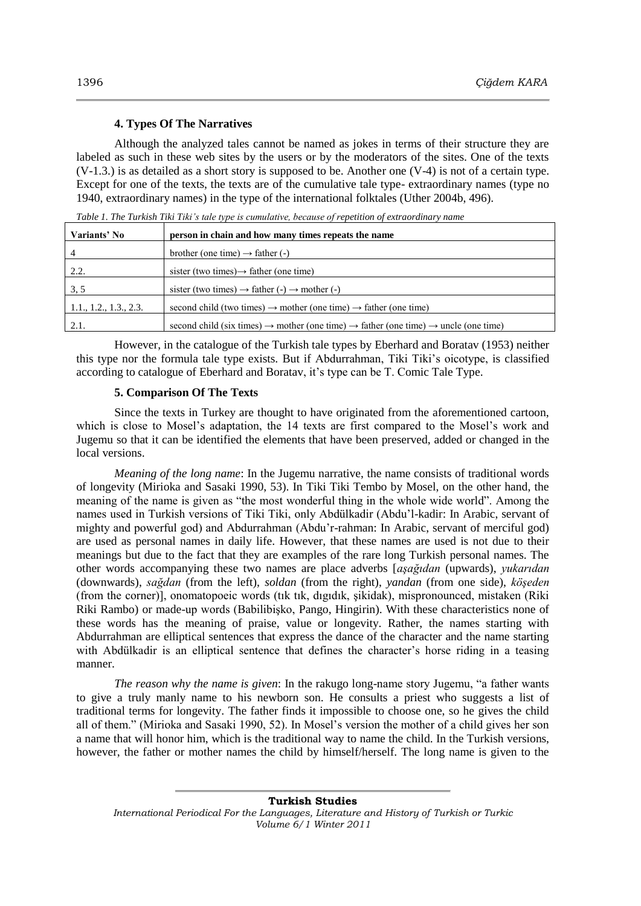### 4. Types Of The Narratives

Although the analyzed tales cannot be named as jokes in terms of their structure they are labeled as such in these web sites by the users or by the moderators of the sites. One of the texts (V-1.3.) is as detailed as a short story is supposed to be. Another one (V-4) is not of a certain type. Except for one of the texts, the texts are of the cumulative tale type- extraordinary names (type no 1940, extraordinary names) in the type of the international folktales (Uther 2004b, 496).

*Table 1. The Turkish Tiki Tiki's tale type is cumulative, because of repetition of extraordinary name*

| Variants' No | person in chain and how many times repeats the name |
|---|---|
| 4 | brother (one time) → father (-) |
| 2.2. | sister (two times)→ father (one time) |
| 3, 5 | sister (two times) → father (-) → mother (-) |
| 1.1., 1.2., 1.3., 2.3. | second child (two times) → mother (one time) → father (one time) |
| 2.1. | second child (six times) → mother (one time) → father (one time) → uncle (one time) |

However, in the catalogue of the Turkish tale types by Eberhard and Boratav (1953) neither this type nor the formula tale type exists. But if Abdurrahman, Tiki Tiki's oicotype, is classified according to catalogue of Eberhard and Boratav, it's type can be T. Comic Tale Type.

### 5. Comparison Of The Texts

Since the texts in Turkey are thought to have originated from the aforementioned cartoon, which is close to Mosel's adaptation, the 14 texts are first compared to the Mosel's work and Jugemu so that it can be identified the elements that have been preserved, added or changed in the local versions.

*Meaning of the long name*: In the Jugemu narrative, the name consists of traditional words of longevity (Mirioka and Sasaki 1990, 53). In Tiki Tiki Tembo by Mosel, on the other hand, the meaning of the name is given as "the most wonderful thing in the whole wide world". Among the names used in Turkish versions of Tiki Tiki, only Abdülkadir (Abdu'l-kadir: In Arabic, servant of mighty and powerful god) and Abdurrahman (Abdu'r-rahman: In Arabic, servant of merciful god) are used as personal names in daily life. However, that these names are used is not due to their meanings but due to the fact that they are examples of the rare long Turkish personal names. The other words accompanying these two names are place adverbs [*aşağıdan* (upwards), *yukarıdan* (downwards), *sağdan* (from the left), *soldan* (from the right), *yandan* (from one side), *köşeden* (from the corner)], onomatopoeic words (tık tık, dıgıdık, şikidak), mispronounced, mistaken (Riki Riki Rambo) or made-up words (Babilibişko, Pango, Hingirin). With these characteristics none of these words has the meaning of praise, value or longevity. Rather, the names starting with Abdurrahman are elliptical sentences that express the dance of the character and the name starting with Abdülkadir is an elliptical sentence that defines the character's horse riding in a teasing manner.

*The reason why the name is given*: In the rakugo long-name story Jugemu, "a father wants to give a truly manly name to his newborn son. He consults a priest who suggests a list of traditional terms for longevity. The father finds it impossible to choose one, so he gives the child all of them." (Mirioka and Sasaki 1990, 52). In Mosel's version the mother of a child gives her son a name that will honor him, which is the traditional way to name the child. In the Turkish versions, however, the father or mother names the child by himself/herself. The long name is given to the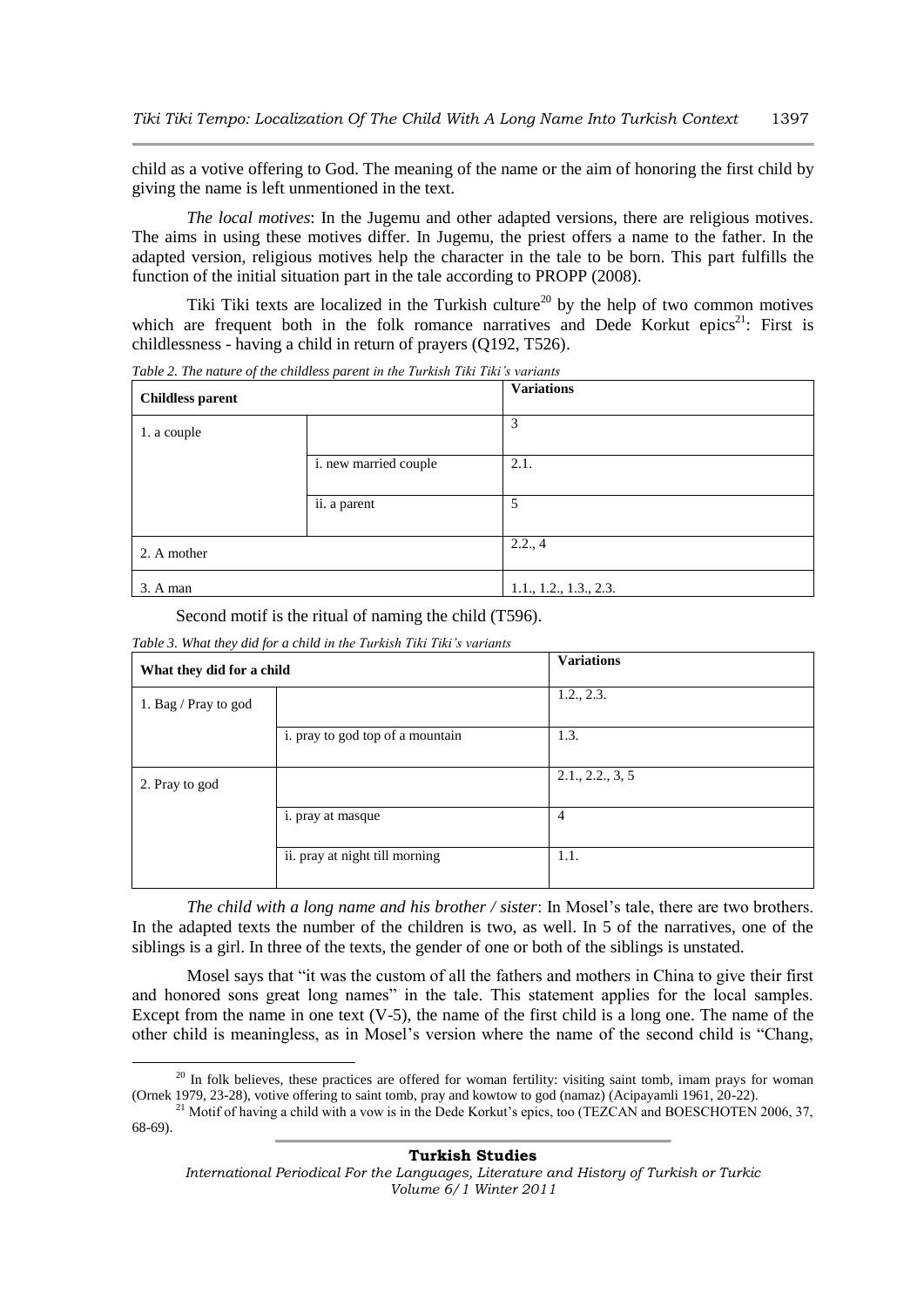child as a votive offering to God. The meaning of the name or the aim of honoring the first child by giving the name is left unmentioned in the text.

*The local motives*: In the Jugemu and other adapted versions, there are religious motives. The aims in using these motives differ. In Jugemu, the priest offers a name to the father. In the adapted version, religious motives help the character in the tale to be born. This part fulfills the function of the initial situation part in the tale according to PROPP (2008).

Tiki Tiki texts are localized in the Turkish culture[20] by the help of two common motives which are frequent both in the folk romance narratives and Dede Korkut epics[21]: First is childlessness - having a child in return of prayers (Q192, T526).

*Table 2. The nature of the childless parent in the Turkish Tiki Tiki's variants*

| Childless parent | | Variations |
|---|---|---|
| 1. a couple | | 3 |
| | i. new married couple | 2.1. |
| | ii. a parent | 5 |
| 2. A mother | | 2.2., 4 |
| 3. A man | | 1.1., 1.2., 1.3., 2.3. |

Second motif is the ritual of naming the child (T596).

*Table 3. What they did for a child in the Turkish Tiki Tiki's variants*

| What they did for a child | | Variations |
|---|---|---|
| 1. Bag / Pray to god | | 1.2., 2.3. |
| | i. pray to god top of a mountain | 1.3. |
| 2. Pray to god | | 2.1., 2.2., 3, 5 |
| | i. pray at masque | 4 |
| | ii. pray at night till morning | 1.1. |

*The child with a long name and his brother / sister*: In Mosel's tale, there are two brothers. In the adapted texts the number of the children is two, as well. In 5 of the narratives, one of the siblings is a girl. In three of the texts, the gender of one or both of the siblings is unstated.

Mosel says that "it was the custom of all the fathers and mothers in China to give their first and honored sons great long names" in the tale. This statement applies for the local samples. Except from the name in one text (V-5), the name of the first child is a long one. The name of the other child is meaningless, as in Mosel's version where the name of the second child is "Chang,

[20] In folk believes, these practices are offered for woman fertility: visiting saint tomb, imam prays for woman (Ornek 1979, 23-28), votive offering to saint tomb, pray and kowtow to god (namaz) (Acipayamli 1961, 20-22).

[21] Motif of having a child with a vow is in the Dede Korkut's epics, too (TEZCAN and BOESCHOTEN 2006, 37, 68-69).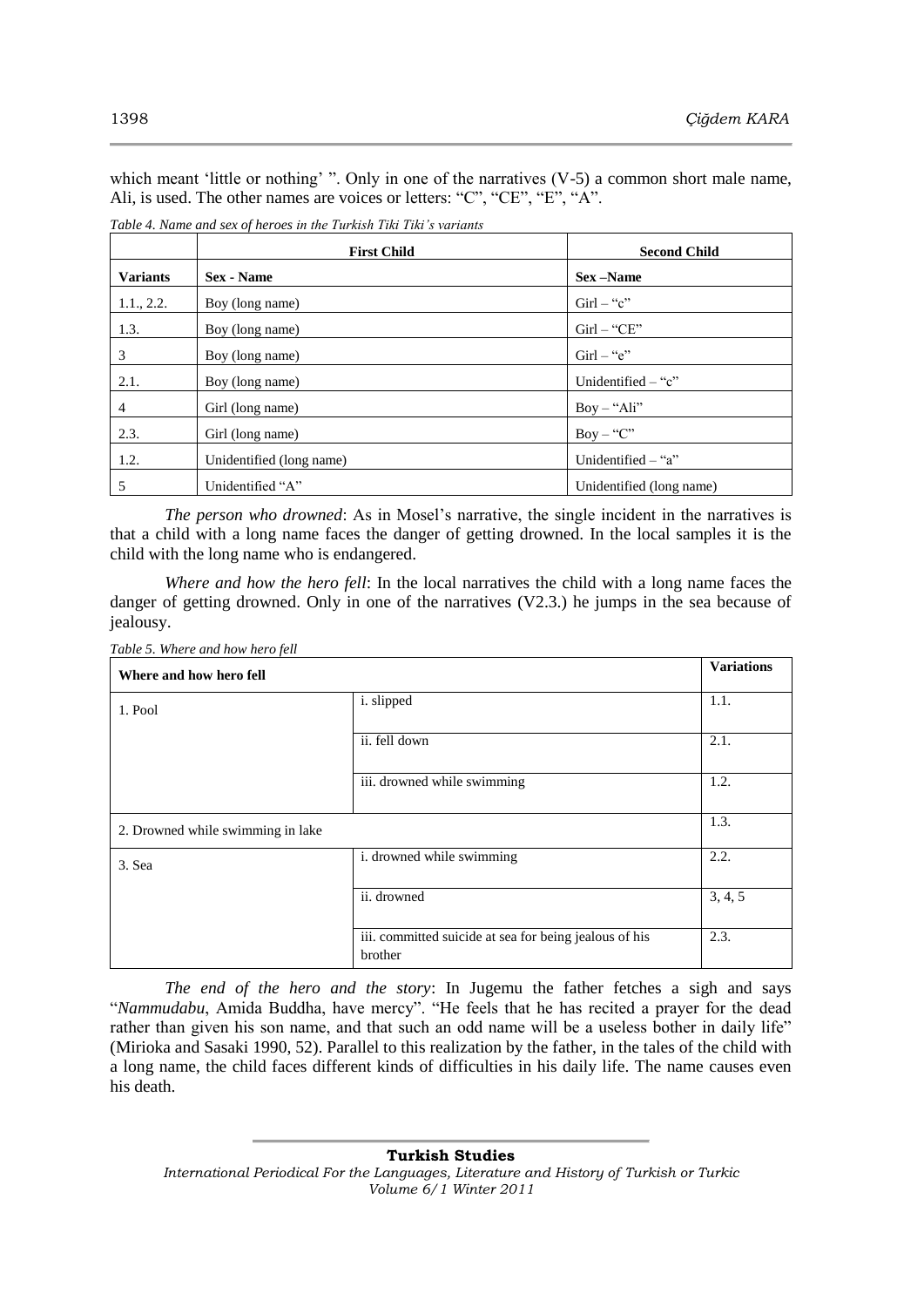which meant 'little or nothing' ". Only in one of the narratives (V-5) a common short male name, Ali, is used. The other names are voices or letters: "C", "CE", "E", "A".

*Table 4. Name and sex of heroes in the Turkish Tiki Tiki's variants*

| | **First Child** | **Second Child** |
|---|---|---|
| **Variants** | **Sex - Name** | **Sex –Name** |
| 1.1., 2.2. | Boy (long name) | Girl – "c" |
| 1.3. | Boy (long name) | Girl – "CE" |
| 3 | Boy (long name) | Girl – "e" |
| 2.1. | Boy (long name) | Unidentified – "c" |
| 4 | Girl (long name) | Boy – "Ali" |
| 2.3. | Girl (long name) | Boy – "C" |
| 1.2. | Unidentified (long name) | Unidentified – "a" |
| 5 | Unidentified "A" | Unidentified (long name) |

*The person who drowned*: As in Mosel's narrative, the single incident in the narratives is that a child with a long name faces the danger of getting drowned. In the local samples it is the child with the long name who is endangered.

*Where and how the hero fell*: In the local narratives the child with a long name faces the danger of getting drowned. Only in one of the narratives (V2.3.) he jumps in the sea because of jealousy.

*Table 5. Where and how hero fell*

| **Where and how hero fell** | | **Variations** |
|---|---|---|
| 1. Pool | i. slipped | 1.1. |
| | ii. fell down | 2.1. |
| | iii. drowned while swimming | 1.2. |
| 2. Drowned while swimming in lake | | 1.3. |
| 3. Sea | i. drowned while swimming | 2.2. |
| | ii. drowned | 3, 4, 5 |
| | iii. committed suicide at sea for being jealous of his brother | 2.3. |

*The end of the hero and the story*: In Jugemu the father fetches a sigh and says "*Nammudabu*, Amida Buddha, have mercy". "He feels that he has recited a prayer for the dead rather than given his son name, and that such an odd name will be a useless bother in daily life" (Mirioka and Sasaki 1990, 52). Parallel to this realization by the father, in the tales of the child with a long name, the child faces different kinds of difficulties in his daily life. The name causes even his death.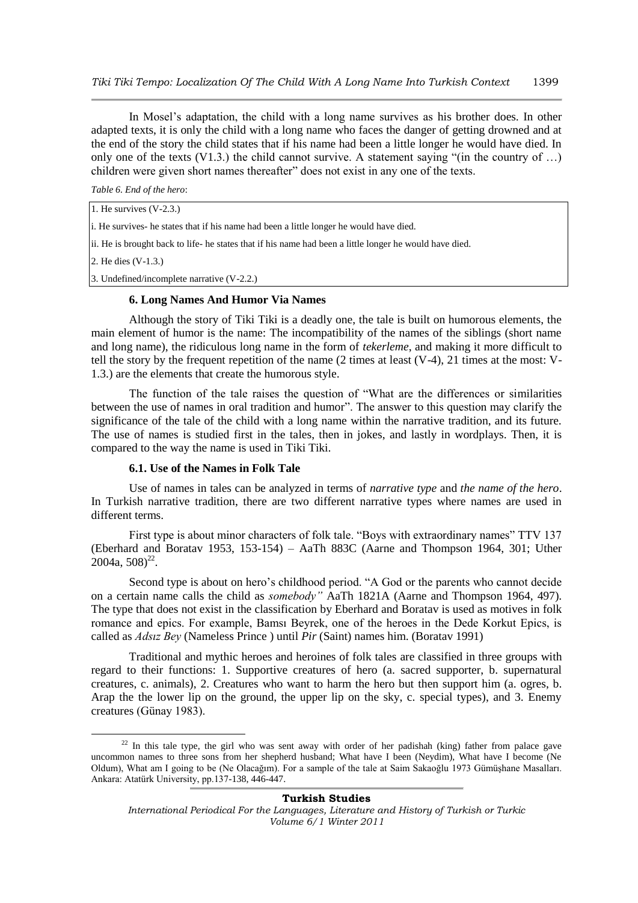In Mosel's adaptation, the child with a long name survives as his brother does. In other adapted texts, it is only the child with a long name who faces the danger of getting drowned and at the end of the story the child states that if his name had been a little longer he would have died. In only one of the texts (V1.3.) the child cannot survive. A statement saying "(in the country of …) children were given short names thereafter" does not exist in any one of the texts.

*Table 6. End of the hero*:

| |
|---|
| 1. He survives (V-2.3.) |
| i. He survives- he states that if his name had been a little longer he would have died. |
| ii. He is brought back to life- he states that if his name had been a little longer he would have died. |
| 2. He dies (V-1.3.) |
| 3. Undefined/incomplete narrative (V-2.2.) |

### 6. Long Names And Humor Via Names

Although the story of Tiki Tiki is a deadly one, the tale is built on humorous elements, the main element of humor is the name: The incompatibility of the names of the siblings (short name and long name), the ridiculous long name in the form of *tekerleme*, and making it more difficult to tell the story by the frequent repetition of the name (2 times at least (V-4), 21 times at the most: V-1.3.) are the elements that create the humorous style.

The function of the tale raises the question of "What are the differences or similarities between the use of names in oral tradition and humor". The answer to this question may clarify the significance of the tale of the child with a long name within the narrative tradition, and its future. The use of names is studied first in the tales, then in jokes, and lastly in wordplays. Then, it is compared to the way the name is used in Tiki Tiki.

#### 6.1. Use of the Names in Folk Tale

Use of names in tales can be analyzed in terms of *narrative type* and *the name of the hero*. In Turkish narrative tradition, there are two different narrative types where names are used in different terms.

First type is about minor characters of folk tale. "Boys with extraordinary names" TTV 137 (Eberhard and Boratav 1953, 153-154) – AaTh 883C (Aarne and Thompson 1964, 301; Uther 2004a, 508)[22].

Second type is about on hero's childhood period. "A God or the parents who cannot decide on a certain name calls the child as *somebody"* AaTh 1821A (Aarne and Thompson 1964, 497). The type that does not exist in the classification by Eberhard and Boratav is used as motives in folk romance and epics. For example, Bamsı Beyrek, one of the heroes in the Dede Korkut Epics, is called as *Adsız Bey* (Nameless Prince ) until *Pir* (Saint) names him. (Boratav 1991)

Traditional and mythic heroes and heroines of folk tales are classified in three groups with regard to their functions: 1. Supportive creatures of hero (a. sacred supporter, b. supernatural creatures, c. animals), 2. Creatures who want to harm the hero but then support him (a. ogres, b. Arap the the lower lip on the ground, the upper lip on the sky, c. special types), and 3. Enemy creatures (Günay 1983).

[22] In this tale type, the girl who was sent away with order of her padishah (king) father from palace gave uncommon names to three sons from her shepherd husband; What have I been (Neydim), What have I become (Ne Oldum), What am I going to be (Ne Olacağım). For a sample of the tale at Saim Sakaoğlu 1973 Gümüşhane Masalları. Ankara: Atatürk University, pp.137-138, 446-447.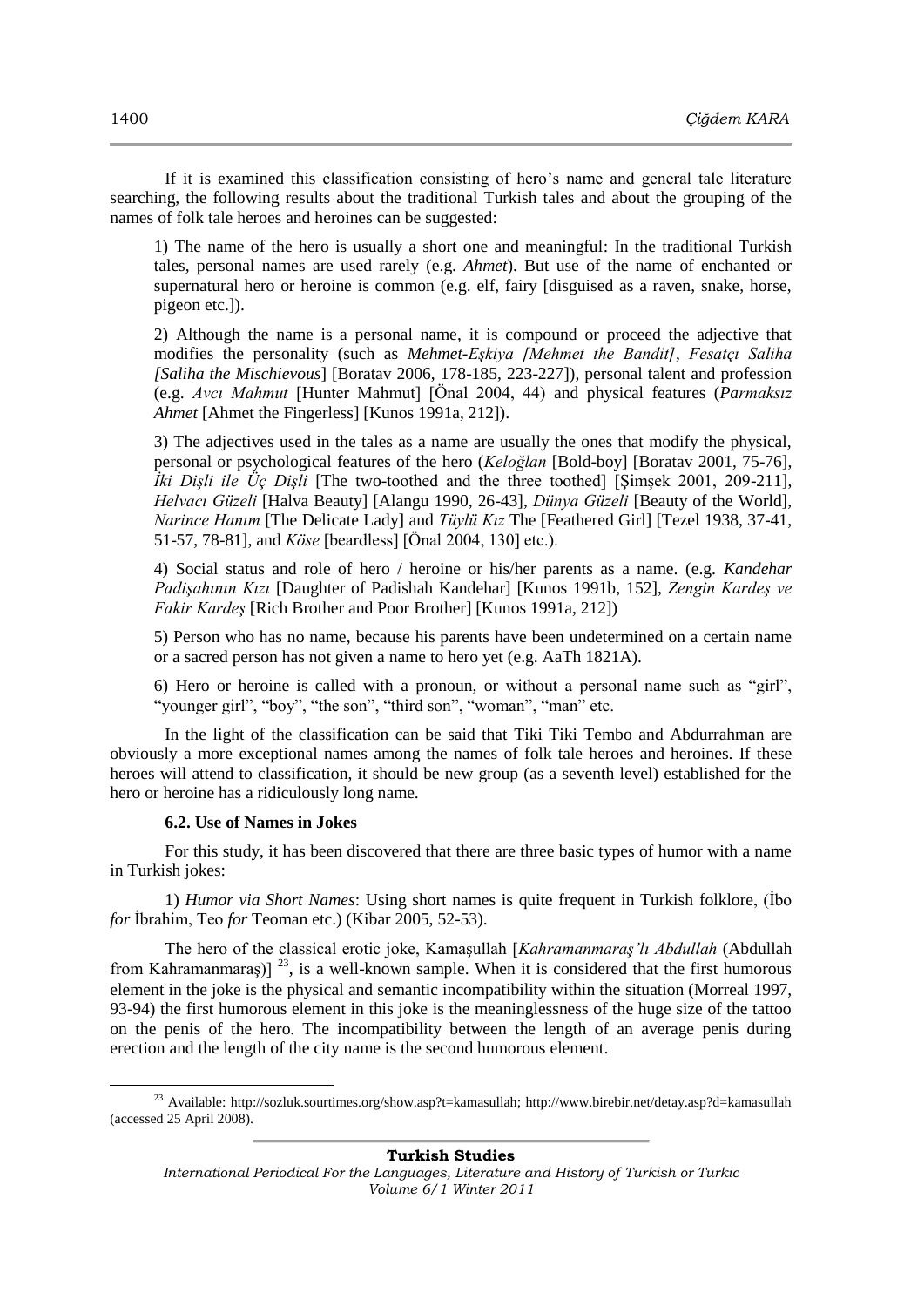If it is examined this classification consisting of hero's name and general tale literature searching, the following results about the traditional Turkish tales and about the grouping of the names of folk tale heroes and heroines can be suggested:

1) The name of the hero is usually a short one and meaningful: In the traditional Turkish tales, personal names are used rarely (e.g. *Ahmet*). But use of the name of enchanted or supernatural hero or heroine is common (e.g. elf, fairy [disguised as a raven, snake, horse, pigeon etc.]).

2) Although the name is a personal name, it is compound or proceed the adjective that modifies the personality (such as *Mehmet-Eşkiya [Mehmet the Bandit]*, *Fesatçı Saliha [Saliha the Mischievous*] [Boratav 2006, 178-185, 223-227]), personal talent and profession (e.g. *Avcı Mahmut* [Hunter Mahmut] [Önal 2004, 44) and physical features (*Parmaksız Ahmet* [Ahmet the Fingerless] [Kunos 1991a, 212]).

3) The adjectives used in the tales as a name are usually the ones that modify the physical, personal or psychological features of the hero (*Keloğlan* [Bold-boy] [Boratav 2001, 75-76], *İki Dişli ile Üç Dişli* [The two-toothed and the three toothed] [Şimşek 2001, 209-211], *Helvacı Güzeli* [Halva Beauty] [Alangu 1990, 26-43], *Dünya Güzeli* [Beauty of the World], *Narince Hanım* [The Delicate Lady] and *Tüylü Kız* The [Feathered Girl] [Tezel 1938, 37-41, 51-57, 78-81], and *Köse* [beardless] [Önal 2004, 130] etc.).

4) Social status and role of hero / heroine or his/her parents as a name. (e.g. *Kandehar Padişahının Kızı* [Daughter of Padishah Kandehar] [Kunos 1991b, 152], *Zengin Kardeş ve Fakir Kardeş* [Rich Brother and Poor Brother] [Kunos 1991a, 212])

5) Person who has no name, because his parents have been undetermined on a certain name or a sacred person has not given a name to hero yet (e.g. AaTh 1821A).

6) Hero or heroine is called with a pronoun, or without a personal name such as "girl", "younger girl", "boy", "the son", "third son", "woman", "man" etc.

In the light of the classification can be said that Tiki Tiki Tembo and Abdurrahman are obviously a more exceptional names among the names of folk tale heroes and heroines. If these heroes will attend to classification, it should be new group (as a seventh level) established for the hero or heroine has a ridiculously long name.

### 6.2. Use of Names in Jokes

For this study, it has been discovered that there are three basic types of humor with a name in Turkish jokes:

1) *Humor via Short Names*: Using short names is quite frequent in Turkish folklore, (İbo *for* İbrahim, Teo *for* Teoman etc.) (Kibar 2005, 52-53).

The hero of the classical erotic joke, Kamaşullah [*Kahramanmaraş'lı Abdullah* (Abdullah from Kahramanmaraş)] [23], is a well-known sample. When it is considered that the first humorous element in the joke is the physical and semantic incompatibility within the situation (Morreal 1997, 93-94) the first humorous element in this joke is the meaninglessness of the huge size of the tattoo on the penis of the hero. The incompatibility between the length of an average penis during erection and the length of the city name is the second humorous element.

---

[23] Available: http://sozluk.sourtimes.org/show.asp?t=kamasullah; http://www.birebir.net/detay.asp?d=kamasullah (accessed 25 April 2008).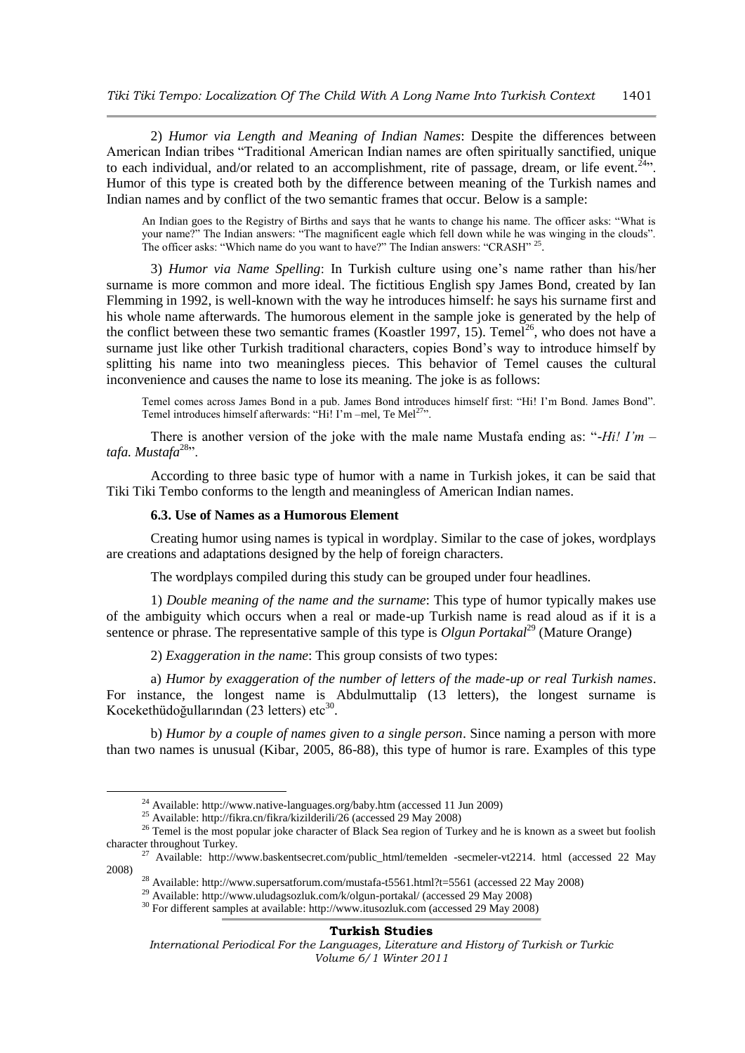2) *Humor via Length and Meaning of Indian Names*: Despite the differences between American Indian tribes "Traditional American Indian names are often spiritually sanctified, unique to each individual, and/or related to an accomplishment, rite of passage, dream, or life event.[24]". Humor of this type is created both by the difference between meaning of the Turkish names and Indian names and by conflict of the two semantic frames that occur. Below is a sample:

> An Indian goes to the Registry of Births and says that he wants to change his name. The officer asks: "What is your name?" The Indian answers: "The magnificent eagle which fell down while he was winging in the clouds". The officer asks: "Which name do you want to have?" The Indian answers: "CRASH" [25].

3) *Humor via Name Spelling*: In Turkish culture using one's name rather than his/her surname is more common and more ideal. The fictitious English spy James Bond, created by Ian Flemming in 1992, is well-known with the way he introduces himself: he says his surname first and his whole name afterwards. The humorous element in the sample joke is generated by the help of the conflict between these two semantic frames (Koastler 1997, 15). Temel[26], who does not have a surname just like other Turkish traditional characters, copies Bond's way to introduce himself by splitting his name into two meaningless pieces. This behavior of Temel causes the cultural inconvenience and causes the name to lose its meaning. The joke is as follows:

> Temel comes across James Bond in a pub. James Bond introduces himself first: "Hi! I'm Bond. James Bond". Temel introduces himself afterwards: "Hi! I'm –mel, Te Mel[27]".

There is another version of the joke with the male name Mustafa ending as: "*-Hi! I'm –tafa. Mustafa*[28]".

According to three basic type of humor with a name in Turkish jokes, it can be said that Tiki Tiki Tembo conforms to the length and meaningless of American Indian names.

### 6.3. Use of Names as a Humorous Element

Creating humor using names is typical in wordplay. Similar to the case of jokes, wordplays are creations and adaptations designed by the help of foreign characters.

The wordplays compiled during this study can be grouped under four headlines.

1) *Double meaning of the name and the surname*: This type of humor typically makes use of the ambiguity which occurs when a real or made-up Turkish name is read aloud as if it is a sentence or phrase. The representative sample of this type is *Olgun Portakal*[29] (Mature Orange)

2) *Exaggeration in the name*: This group consists of two types:

a) *Humor by exaggeration of the number of letters of the made-up or real Turkish names*. For instance, the longest name is Abdulmuttalip (13 letters), the longest surname is Kocekethüdoğullarından (23 letters) etc[30].

b) *Humor by a couple of names given to a single person*. Since naming a person with more than two names is unusual (Kibar, 2005, 86-88), this type of humor is rare. Examples of this type

---

[24] Available: http://www.native-languages.org/baby.htm (accessed 11 Jun 2009)

[25] Available: http://fikra.cn/fikra/kizilderili/26 (accessed 29 May 2008)

[26] Temel is the most popular joke character of Black Sea region of Turkey and he is known as a sweet but foolish character throughout Turkey.

[27] Available: http://www.baskentsecret.com/public_html/temelden -secmeler-vt2214. html (accessed 22 May 2008)

[28] Available: http://www.supersatforum.com/mustafa-t5561.html?t=5561 (accessed 22 May 2008)

[29] Available: http://www.uludagsozluk.com/k/olgun-portakal/ (accessed 29 May 2008)

[30] For different samples at available: http://www.itusozluk.com (accessed 29 May 2008)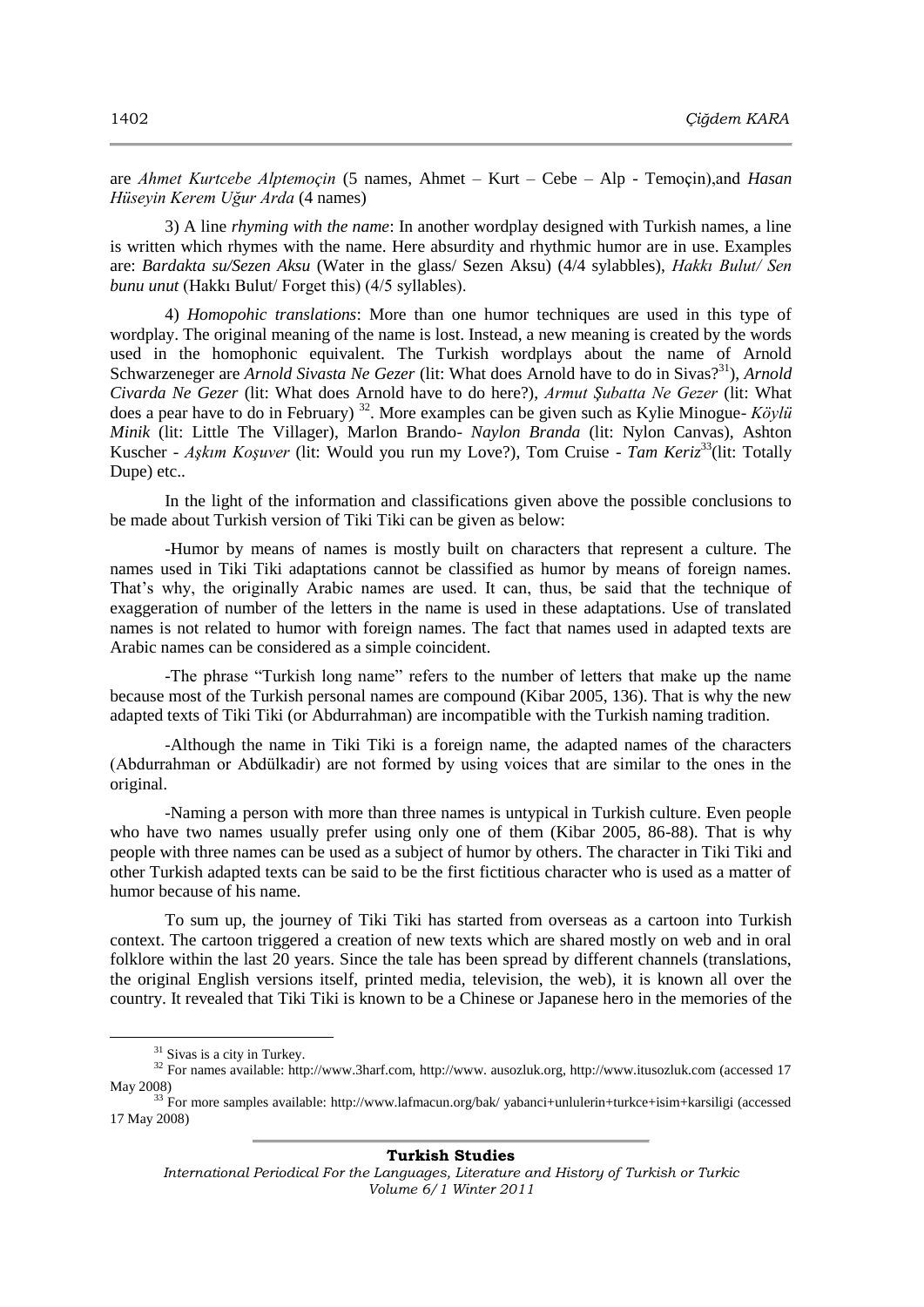are *Ahmet Kurtcebe Alptemoçin* (5 names, Ahmet – Kurt – Cebe – Alp - Temoçin),and *Hasan Hüseyin Kerem Uğur Arda* (4 names)

3) A line *rhyming with the name*: In another wordplay designed with Turkish names, a line is written which rhymes with the name. Here absurdity and rhythmic humor are in use. Examples are: *Bardakta su/Sezen Aksu* (Water in the glass/ Sezen Aksu) (4/4 sylabbles), *Hakkı Bulut/ Sen bunu unut* (Hakkı Bulut/ Forget this) (4/5 syllables).

4) *Homopohic translations*: More than one humor techniques are used in this type of wordplay. The original meaning of the name is lost. Instead, a new meaning is created by the words used in the homophonic equivalent. The Turkish wordplays about the name of Arnold Schwarzeneger are *Arnold Sivasta Ne Gezer* (lit: What does Arnold have to do in Sivas?[31]), *Arnold Civarda Ne Gezer* (lit: What does Arnold have to do here?), *Armut Şubatta Ne Gezer* (lit: What does a pear have to do in February) [32]. More examples can be given such as Kylie Minogue- *Köylü Minik* (lit: Little The Villager), Marlon Brando- *Naylon Branda* (lit: Nylon Canvas), Ashton Kuscher - *Aşkım Koşuver* (lit: Would you run my Love?), Tom Cruise - *Tam Keriz*[33](lit: Totally Dupe) etc..

In the light of the information and classifications given above the possible conclusions to be made about Turkish version of Tiki Tiki can be given as below:

-Humor by means of names is mostly built on characters that represent a culture. The names used in Tiki Tiki adaptations cannot be classified as humor by means of foreign names. That's why, the originally Arabic names are used. It can, thus, be said that the technique of exaggeration of number of the letters in the name is used in these adaptations. Use of translated names is not related to humor with foreign names. The fact that names used in adapted texts are Arabic names can be considered as a simple coincident.

-The phrase "Turkish long name" refers to the number of letters that make up the name because most of the Turkish personal names are compound (Kibar 2005, 136). That is why the new adapted texts of Tiki Tiki (or Abdurrahman) are incompatible with the Turkish naming tradition.

-Although the name in Tiki Tiki is a foreign name, the adapted names of the characters (Abdurrahman or Abdülkadir) are not formed by using voices that are similar to the ones in the original.

-Naming a person with more than three names is untypical in Turkish culture. Even people who have two names usually prefer using only one of them (Kibar 2005, 86-88). That is why people with three names can be used as a subject of humor by others. The character in Tiki Tiki and other Turkish adapted texts can be said to be the first fictitious character who is used as a matter of humor because of his name.

To sum up, the journey of Tiki Tiki has started from overseas as a cartoon into Turkish context. The cartoon triggered a creation of new texts which are shared mostly on web and in oral folklore within the last 20 years. Since the tale has been spread by different channels (translations, the original English versions itself, printed media, television, the web), it is known all over the country. It revealed that Tiki Tiki is known to be a Chinese or Japanese hero in the memories of the

---

[31] Sivas is a city in Turkey.

[32] For names available: http://www.3harf.com, http://www. ausozluk.org, http://www.itusozluk.com (accessed 17 May 2008)

[33] For more samples available: http://www.lafmacun.org/bak/ yabanci+unlulerin+turkce+isim+karsiligi (accessed 17 May 2008)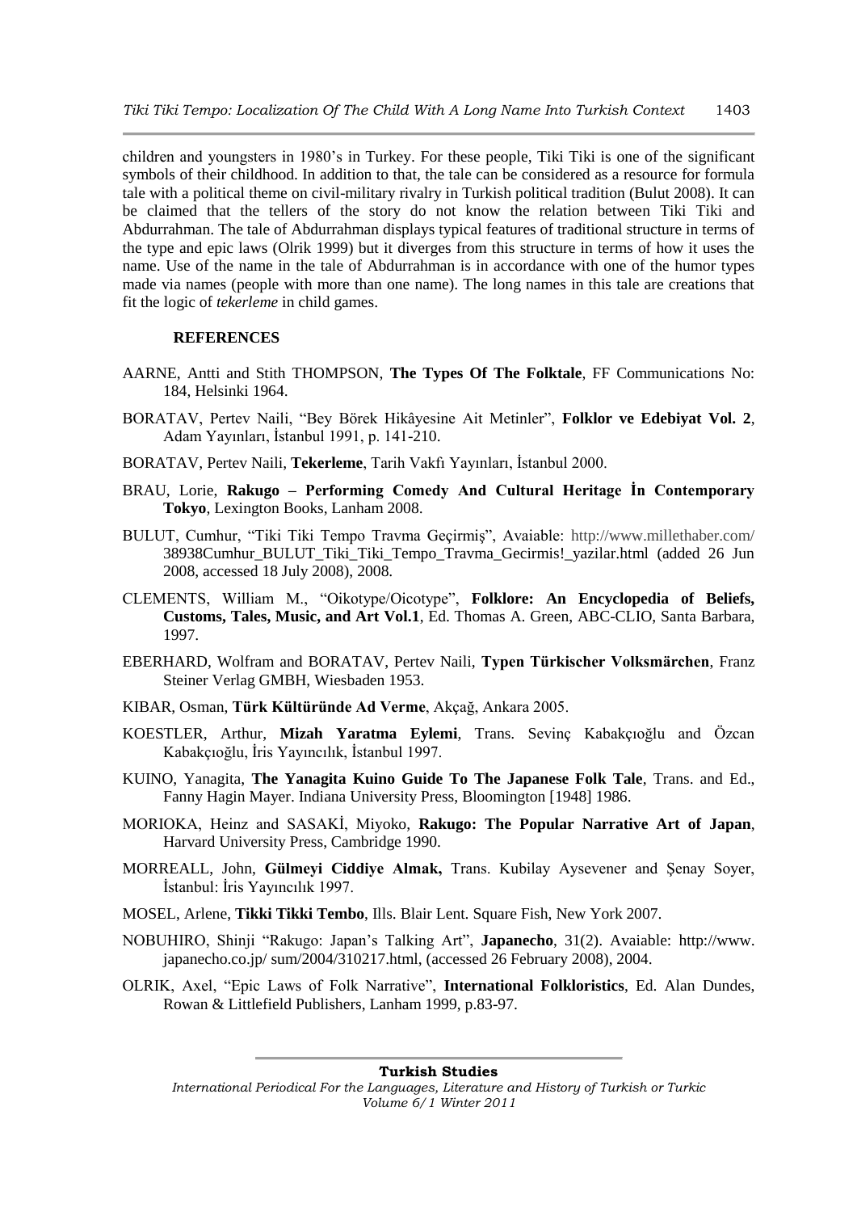children and youngsters in 1980's in Turkey. For these people, Tiki Tiki is one of the significant symbols of their childhood. In addition to that, the tale can be considered as a resource for formula tale with a political theme on civil-military rivalry in Turkish political tradition (Bulut 2008). It can be claimed that the tellers of the story do not know the relation between Tiki Tiki and Abdurrahman. The tale of Abdurrahman displays typical features of traditional structure in terms of the type and epic laws (Olrik 1999) but it diverges from this structure in terms of how it uses the name. Use of the name in the tale of Abdurrahman is in accordance with one of the humor types made via names (people with more than one name). The long names in this tale are creations that fit the logic of *tekerleme* in child games.

## REFERENCES

AARNE, Antti and Stith THOMPSON, **The Types Of The Folktale**, FF Communications No: 184, Helsinki 1964.

BORATAV, Pertev Naili, "Bey Börek Hikâyesine Ait Metinler", **Folklor ve Edebiyat Vol. 2**, Adam Yayınları, İstanbul 1991, p. 141-210.

BORATAV, Pertev Naili, **Tekerleme**, Tarih Vakfı Yayınları, İstanbul 2000.

BRAU, Lorie, **Rakugo – Performing Comedy And Cultural Heritage İn Contemporary Tokyo**, Lexington Books, Lanham 2008.

BULUT, Cumhur, "Tiki Tiki Tempo Travma Geçirmiş", Avaiable: http://www.millethaber.com/38938Cumhur_BULUT_Tiki_Tiki_Tempo_Travma_Gecirmis!_yazilar.html (added 26 Jun 2008, accessed 18 July 2008), 2008.

CLEMENTS, William M., "Oikotype/Oicotype", **Folklore: An Encyclopedia of Beliefs, Customs, Tales, Music, and Art Vol.1**, Ed. Thomas A. Green, ABC-CLIO, Santa Barbara, 1997.

EBERHARD, Wolfram and BORATAV, Pertev Naili, **Typen Türkischer Volksmärchen**, Franz Steiner Verlag GMBH, Wiesbaden 1953.

KIBAR, Osman, **Türk Kültüründe Ad Verme**, Akçağ, Ankara 2005.

KOESTLER, Arthur, **Mizah Yaratma Eylemi**, Trans. Sevinç Kabakçıoğlu and Özcan Kabakçıoğlu, İris Yayıncılık, İstanbul 1997.

KUINO, Yanagita, **The Yanagita Kuino Guide To The Japanese Folk Tale**, Trans. and Ed., Fanny Hagin Mayer. Indiana University Press, Bloomington [1948] 1986.

MORIOKA, Heinz and SASAKİ, Miyoko, **Rakugo: The Popular Narrative Art of Japan**, Harvard University Press, Cambridge 1990.

MORREALL, John, **Gülmeyi Ciddiye Almak,** Trans. Kubilay Aysevener and Şenay Soyer, İstanbul: İris Yayıncılık 1997.

MOSEL, Arlene, **Tikki Tikki Tembo**, Ills. Blair Lent. Square Fish, New York 2007.

NOBUHIRO, Shinji "Rakugo: Japan's Talking Art", **Japanecho**, 31(2). Avaiable: http://www.japanecho.co.jp/ sum/2004/310217.html, (accessed 26 February 2008), 2004.

OLRIK, Axel, "Epic Laws of Folk Narrative", **International Folkloristics**, Ed. Alan Dundes, Rowan & Littlefield Publishers, Lanham 1999, p.83-97.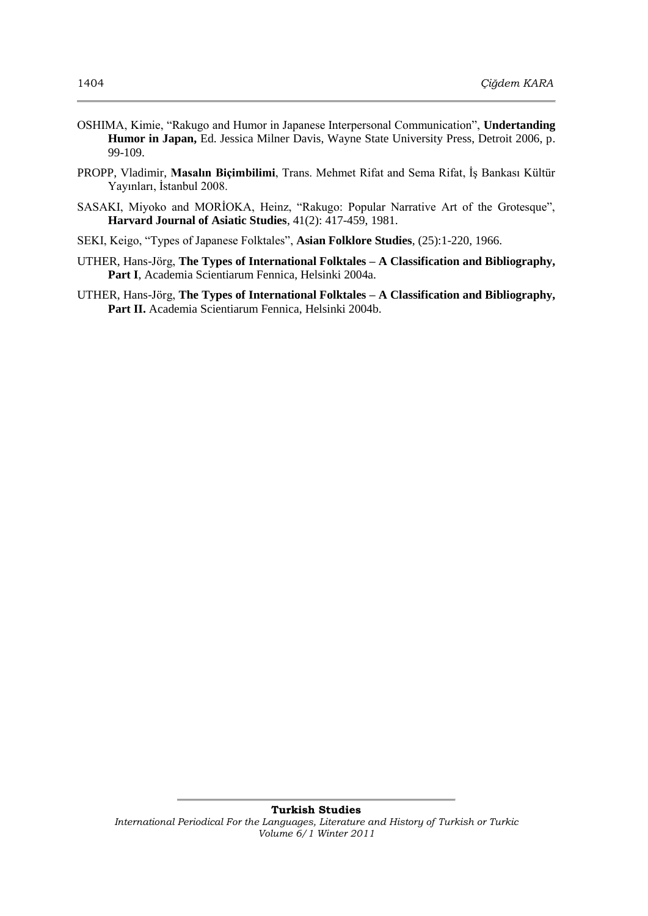OSHIMA, Kimie, "Rakugo and Humor in Japanese Interpersonal Communication", **Undertanding Humor in Japan,** Ed. Jessica Milner Davis, Wayne State University Press, Detroit 2006, p. 99-109.

PROPP, Vladimir, **Masalın Biçimbilimi**, Trans. Mehmet Rifat and Sema Rifat, İş Bankası Kültür Yayınları, İstanbul 2008.

SASAKI, Miyoko and MORİOKA, Heinz, "Rakugo: Popular Narrative Art of the Grotesque", **Harvard Journal of Asiatic Studies**, 41(2): 417-459, 1981.

SEKI, Keigo, "Types of Japanese Folktales", **Asian Folklore Studies**, (25):1-220, 1966.

UTHER, Hans-Jörg, **The Types of International Folktales – A Classification and Bibliography, Part I**, Academia Scientiarum Fennica, Helsinki 2004a.

UTHER, Hans-Jörg, **The Types of International Folktales – A Classification and Bibliography, Part II.** Academia Scientiarum Fennica, Helsinki 2004b.